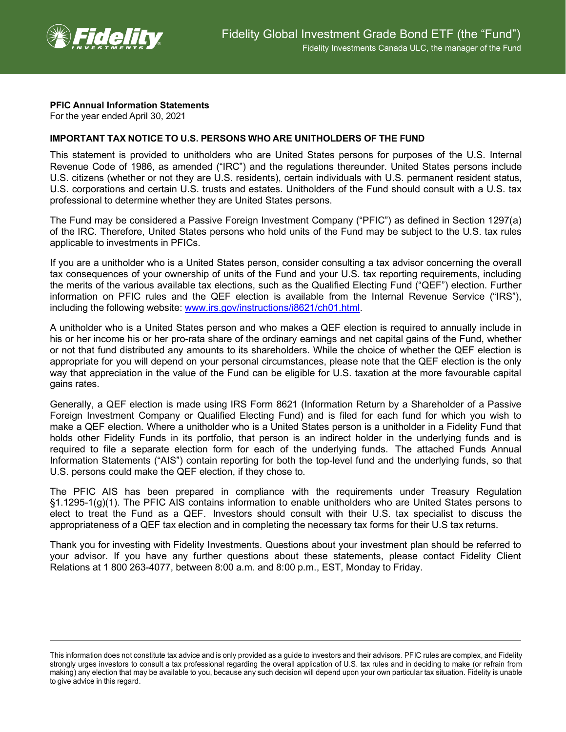Fidelity Global Investment Grade Bond ETF (the "Fund")

Fidelity Investments Canada ULC, the manager of the Fund

**PFIC Annual Information Statements**
For the year ended April 30, 2021

**IMPORTANT TAX NOTICE TO U.S. PERSONS WHO ARE UNITHOLDERS OF THE FUND**

This statement is provided to unitholders who are United States persons for purposes of the U.S. Internal Revenue Code of 1986, as amended ("IRC") and the regulations thereunder. United States persons include U.S. citizens (whether or not they are U.S. residents), certain individuals with U.S. permanent resident status, U.S. corporations and certain U.S. trusts and estates. Unitholders of the Fund should consult with a U.S. tax professional to determine whether they are United States persons.

The Fund may be considered a Passive Foreign Investment Company ("PFIC") as defined in Section 1297(a) of the IRC. Therefore, United States persons who hold units of the Fund may be subject to the U.S. tax rules applicable to investments in PFICs.

If you are a unitholder who is a United States person, consider consulting a tax advisor concerning the overall tax consequences of your ownership of units of the Fund and your U.S. tax reporting requirements, including the merits of the various available tax elections, such as the Qualified Electing Fund ("QEF") election. Further information on PFIC rules and the QEF election is available from the Internal Revenue Service ("IRS"), including the following website: www.irs.gov/instructions/i8621/ch01.html.

A unitholder who is a United States person and who makes a QEF election is required to annually include in his or her income his or her pro-rata share of the ordinary earnings and net capital gains of the Fund, whether or not that fund distributed any amounts to its shareholders. While the choice of whether the QEF election is appropriate for you will depend on your personal circumstances, please note that the QEF election is the only way that appreciation in the value of the Fund can be eligible for U.S. taxation at the more favourable capital gains rates.

Generally, a QEF election is made using IRS Form 8621 (Information Return by a Shareholder of a Passive Foreign Investment Company or Qualified Electing Fund) and is filed for each fund for which you wish to make a QEF election. Where a unitholder who is a United States person is a unitholder in a Fidelity Fund that holds other Fidelity Funds in its portfolio, that person is an indirect holder in the underlying funds and is required to file a separate election form for each of the underlying funds. The attached Funds Annual Information Statements ("AIS") contain reporting for both the top-level fund and the underlying funds, so that U.S. persons could make the QEF election, if they chose to.

The PFIC AIS has been prepared in compliance with the requirements under Treasury Regulation §1.1295-1(g)(1). The PFIC AIS contains information to enable unitholders who are United States persons to elect to treat the Fund as a QEF. Investors should consult with their U.S. tax specialist to discuss the appropriateness of a QEF tax election and in completing the necessary tax forms for their U.S tax returns.

Thank you for investing with Fidelity Investments. Questions about your investment plan should be referred to your advisor. If you have any further questions about these statements, please contact Fidelity Client Relations at 1 800 263-4077, between 8:00 a.m. and 8:00 p.m., EST, Monday to Friday.

---

This information does not constitute tax advice and is only provided as a guide to investors and their advisors. PFIC rules are complex, and Fidelity strongly urges investors to consult a tax professional regarding the overall application of U.S. tax rules and in deciding to make (or refrain from making) any election that may be available to you, because any such decision will depend upon your own particular tax situation. Fidelity is unable to give advice in this regard.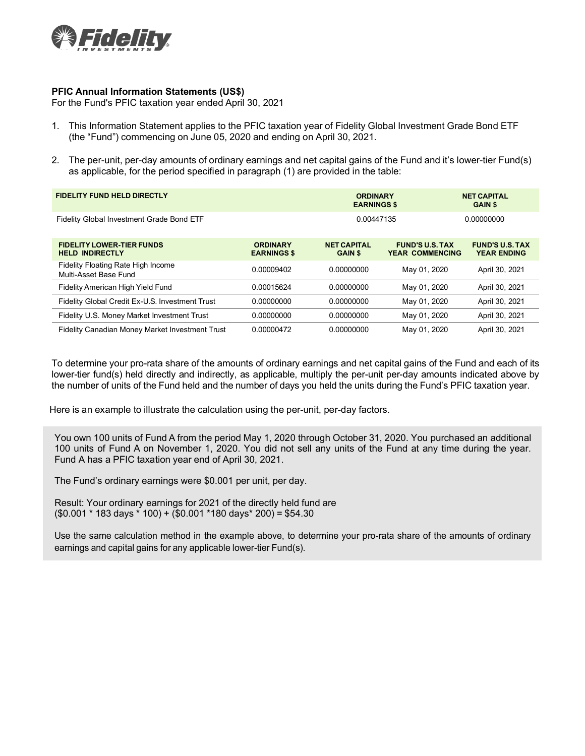**PFIC Annual Information Statements (US$)**
For the Fund's PFIC taxation year ended April 30, 2021

1. This Information Statement applies to the PFIC taxation year of Fidelity Global Investment Grade Bond ETF (the "Fund") commencing on June 05, 2020 and ending on April 30, 2021.

2. The per-unit, per-day amounts of ordinary earnings and net capital gains of the Fund and it's lower-tier Fund(s) as applicable, for the period specified in paragraph (1) are provided in the table:

| FIDELITY FUND HELD DIRECTLY | ORDINARY EARNINGS $ | NET CAPITAL GAIN $ |
|---|---|---|
| Fidelity Global Investment Grade Bond ETF | 0.00447135 | 0.00000000 |

| FIDELITY LOWER-TIER FUNDS HELD INDIRECTLY | ORDINARY EARNINGS $ | NET CAPITAL GAIN $ | FUND'S U.S. TAX YEAR COMMENCING | FUND'S U.S. TAX YEAR ENDING |
|---|---|---|---|---|
| Fidelity Floating Rate High Income Multi-Asset Base Fund | 0.00009402 | 0.00000000 | May 01, 2020 | April 30, 2021 |
| Fidelity American High Yield Fund | 0.00015624 | 0.00000000 | May 01, 2020 | April 30, 2021 |
| Fidelity Global Credit Ex-U.S. Investment Trust | 0.00000000 | 0.00000000 | May 01, 2020 | April 30, 2021 |
| Fidelity U.S. Money Market Investment Trust | 0.00000000 | 0.00000000 | May 01, 2020 | April 30, 2021 |
| Fidelity Canadian Money Market Investment Trust | 0.00000472 | 0.00000000 | May 01, 2020 | April 30, 2021 |

To determine your pro-rata share of the amounts of ordinary earnings and net capital gains of the Fund and each of its lower-tier fund(s) held directly and indirectly, as applicable, multiply the per-unit per-day amounts indicated above by the number of units of the Fund held and the number of days you held the units during the Fund's PFIC taxation year.

Here is an example to illustrate the calculation using the per-unit, per-day factors.

You own 100 units of Fund A from the period May 1, 2020 through October 31, 2020. You purchased an additional 100 units of Fund A on November 1, 2020. You did not sell any units of the Fund at any time during the year. Fund A has a PFIC taxation year end of April 30, 2021.

The Fund's ordinary earnings were $0.001 per unit, per day.

Result: Your ordinary earnings for 2021 of the directly held fund are
($0.001 * 183 days * 100) + ($0.001 *180 days* 200) = $54.30

Use the same calculation method in the example above, to determine your pro-rata share of the amounts of ordinary earnings and capital gains for any applicable lower-tier Fund(s).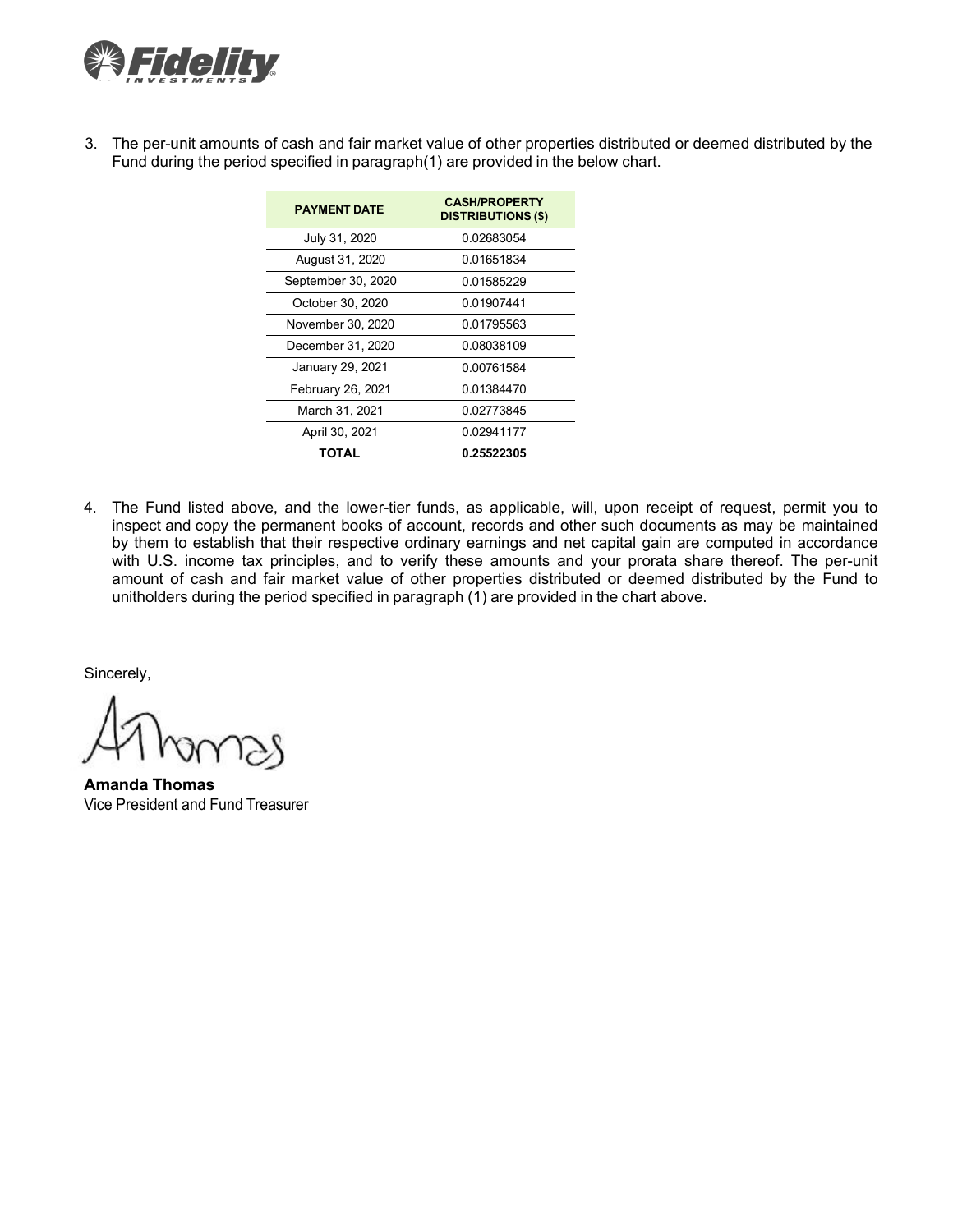3. The per-unit amounts of cash and fair market value of other properties distributed or deemed distributed by the Fund during the period specified in paragraph(1) are provided in the below chart.

| PAYMENT DATE | CASH/PROPERTY DISTRIBUTIONS ($) |
|---|---|
| July 31, 2020 | 0.02683054 |
| August 31, 2020 | 0.01651834 |
| September 30, 2020 | 0.01585229 |
| October 30, 2020 | 0.01907441 |
| November 30, 2020 | 0.01795563 |
| December 31, 2020 | 0.08038109 |
| January 29, 2021 | 0.00761584 |
| February 26, 2021 | 0.01384470 |
| March 31, 2021 | 0.02773845 |
| April 30, 2021 | 0.02941177 |
| **TOTAL** | **0.25522305** |

4. The Fund listed above, and the lower-tier funds, as applicable, will, upon receipt of request, permit you to inspect and copy the permanent books of account, records and other such documents as may be maintained by them to establish that their respective ordinary earnings and net capital gain are computed in accordance with U.S. income tax principles, and to verify these amounts and your prorata share thereof. The per-unit amount of cash and fair market value of other properties distributed or deemed distributed by the Fund to unitholders during the period specified in paragraph (1) are provided in the chart above.

Sincerely,

A Thomas

**Amanda Thomas**
Vice President and Fund Treasurer